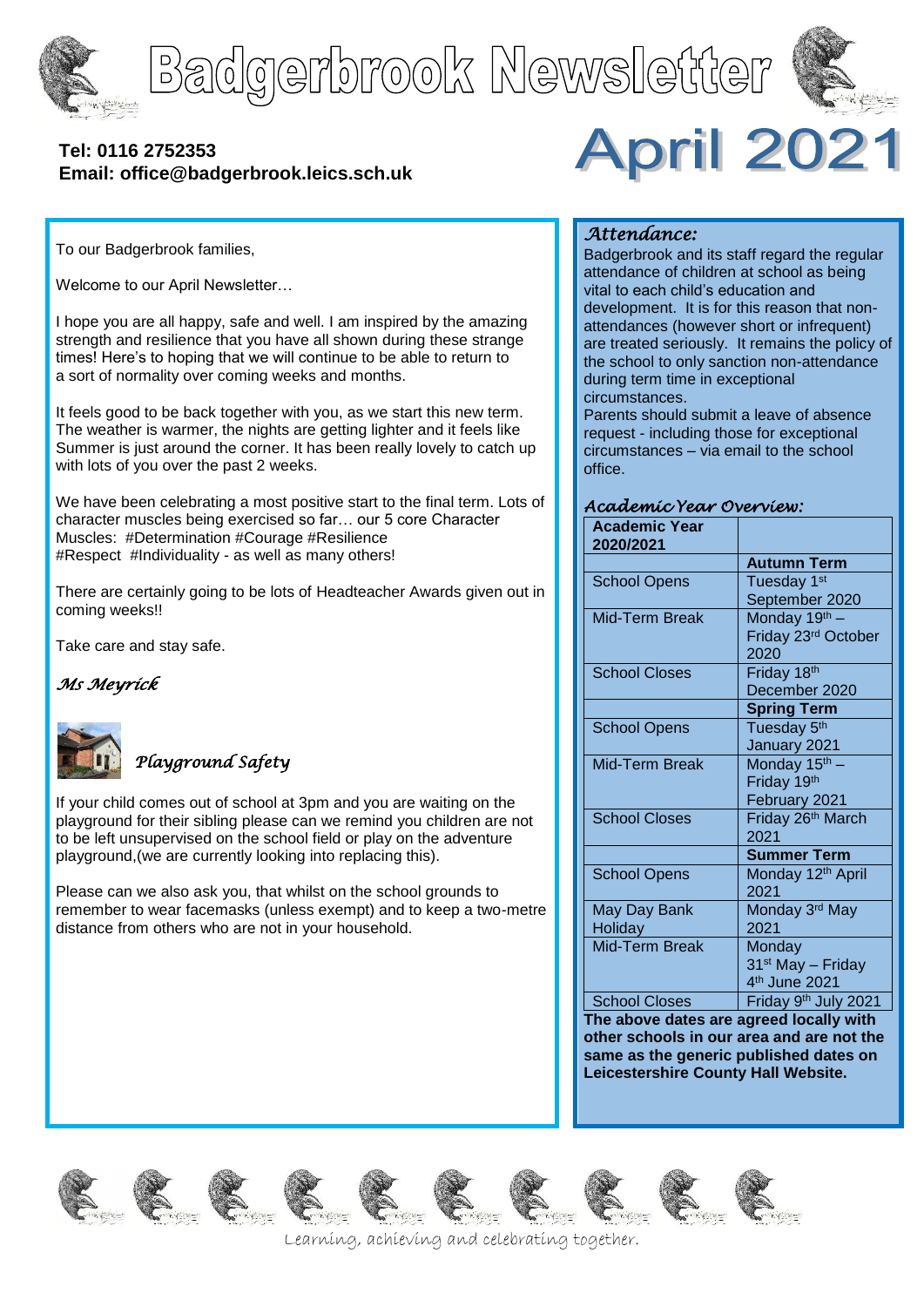# Badgerbrook Newsletter

**Tel: 0116 2752353**
**Email: office@badgerbrook.leics.sch.uk**

# April 2021

To our Badgerbrook families,

Welcome to our April Newsletter…

I hope you are all happy, safe and well. I am inspired by the amazing strength and resilience that you have all shown during these strange times! Here's to hoping that we will continue to be able to return to a sort of normality over coming weeks and months.

It feels good to be back together with you, as we start this new term. The weather is warmer, the nights are getting lighter and it feels like Summer is just around the corner. It has been really lovely to catch up with lots of you over the past 2 weeks.

We have been celebrating a most positive start to the final term. Lots of character muscles being exercised so far… our 5 core Character Muscles: #Determination #Courage #Resilience #Respect #Individuality - as well as many others!

There are certainly going to be lots of Headteacher Awards given out in coming weeks!!

Take care and stay safe.

*Ms Meyrick*

## *Playground Safety*

If your child comes out of school at 3pm and you are waiting on the playground for their sibling please can we remind you children are not to be left unsupervised on the school field or play on the adventure playground,(we are currently looking into replacing this).

Please can we also ask you, that whilst on the school grounds to remember to wear facemasks (unless exempt) and to keep a two-metre distance from others who are not in your household.

## *Attendance:*

Badgerbrook and its staff regard the regular attendance of children at school as being vital to each child's education and development. It is for this reason that non-attendances (however short or infrequent) are treated seriously. It remains the policy of the school to only sanction non-attendance during term time in exceptional circumstances.

Parents should submit a leave of absence request - including those for exceptional circumstances – via email to the school office.

## *Academic Year Overview:*

| **Academic Year 2020/2021** | |
|---|---|
| | **Autumn Term** |
| School Opens | Tuesday 1st September 2020 |
| Mid-Term Break | Monday 19th – Friday 23rd October 2020 |
| School Closes | Friday 18th December 2020 |
| | **Spring Term** |
| School Opens | Tuesday 5th January 2021 |
| Mid-Term Break | Monday 15th – Friday 19th February 2021 |
| School Closes | Friday 26th March 2021 |
| | **Summer Term** |
| School Opens | Monday 12th April 2021 |
| May Day Bank Holiday | Monday 3rd May 2021 |
| Mid-Term Break | Monday 31st May – Friday 4th June 2021 |
| School Closes | Friday 9th July 2021 |

**The above dates are agreed locally with other schools in our area and are not the same as the generic published dates on Leicestershire County Hall Website.**

Learning, achieving and celebrating together.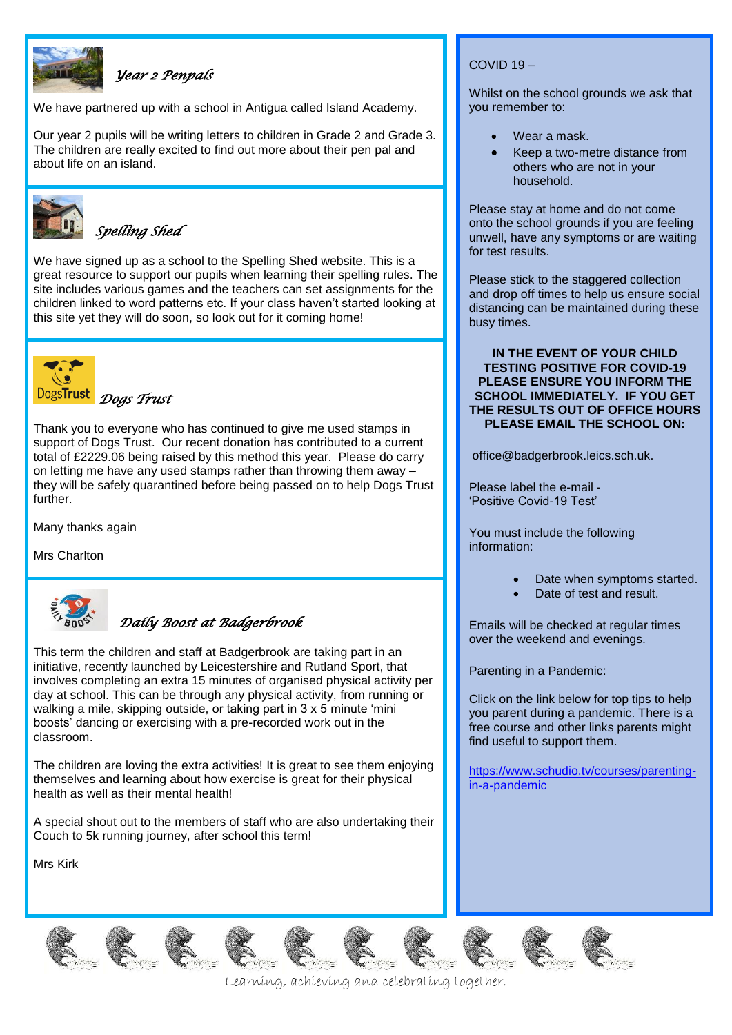## *Year 2 Penpals*

We have partnered up with a school in Antigua called Island Academy.

Our year 2 pupils will be writing letters to children in Grade 2 and Grade 3. The children are really excited to find out more about their pen pal and about life on an island.

## *Spelling Shed*

We have signed up as a school to the Spelling Shed website. This is a great resource to support our pupils when learning their spelling rules. The site includes various games and the teachers can set assignments for the children linked to word patterns etc. If your class haven't started looking at this site yet they will do soon, so look out for it coming home!

## *Dogs Trust*

Thank you to everyone who has continued to give me used stamps in support of Dogs Trust. Our recent donation has contributed to a current total of £2229.06 being raised by this method this year. Please do carry on letting me have any used stamps rather than throwing them away – they will be safely quarantined before being passed on to help Dogs Trust further.

Many thanks again

Mrs Charlton

## *Daily Boost at Badgerbrook*

This term the children and staff at Badgerbrook are taking part in an initiative, recently launched by Leicestershire and Rutland Sport, that involves completing an extra 15 minutes of organised physical activity per day at school. This can be through any physical activity, from running or walking a mile, skipping outside, or taking part in 3 x 5 minute 'mini boosts' dancing or exercising with a pre-recorded work out in the classroom.

The children are loving the extra activities! It is great to see them enjoying themselves and learning about how exercise is great for their physical health as well as their mental health!

A special shout out to the members of staff who are also undertaking their Couch to 5k running journey, after school this term!

Mrs Kirk

COVID 19 –

Whilst on the school grounds we ask that you remember to:

- Wear a mask.
- Keep a two-metre distance from others who are not in your household.

Please stay at home and do not come onto the school grounds if you are feeling unwell, have any symptoms or are waiting for test results.

Please stick to the staggered collection and drop off times to help us ensure social distancing can be maintained during these busy times.

**IN THE EVENT OF YOUR CHILD TESTING POSITIVE FOR COVID-19 PLEASE ENSURE YOU INFORM THE SCHOOL IMMEDIATELY. IF YOU GET THE RESULTS OUT OF OFFICE HOURS PLEASE EMAIL THE SCHOOL ON:**

office@badgerbrook.leics.sch.uk.

Please label the e-mail - 'Positive Covid-19 Test'

You must include the following information:

- Date when symptoms started.
- Date of test and result.

Emails will be checked at regular times over the weekend and evenings.

Parenting in a Pandemic:

Click on the link below for top tips to help you parent during a pandemic. There is a free course and other links parents might find useful to support them.

https://www.schudio.tv/courses/parenting-in-a-pandemic

*Learning, achieving and celebrating together.*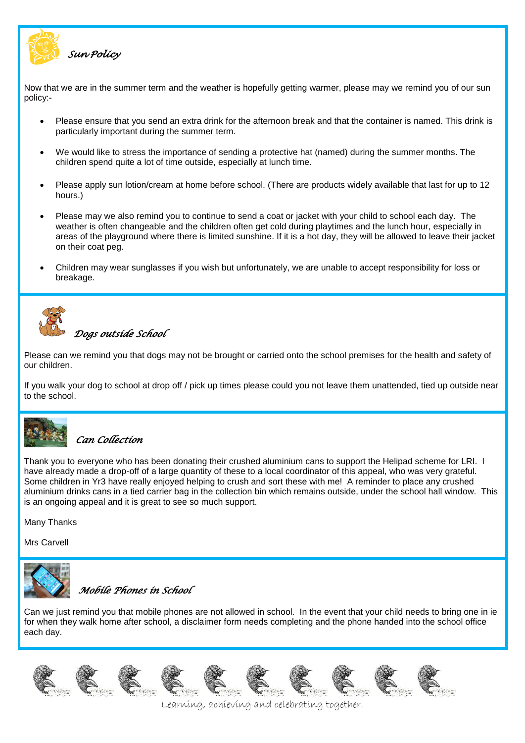## Sun Policy

Now that we are in the summer term and the weather is hopefully getting warmer, please may we remind you of our sun policy:-

- Please ensure that you send an extra drink for the afternoon break and that the container is named. This drink is particularly important during the summer term.
- We would like to stress the importance of sending a protective hat (named) during the summer months. The children spend quite a lot of time outside, especially at lunch time.
- Please apply sun lotion/cream at home before school. (There are products widely available that last for up to 12 hours.)
- Please may we also remind you to continue to send a coat or jacket with your child to school each day. The weather is often changeable and the children often get cold during playtimes and the lunch hour, especially in areas of the playground where there is limited sunshine. If it is a hot day, they will be allowed to leave their jacket on their coat peg.
- Children may wear sunglasses if you wish but unfortunately, we are unable to accept responsibility for loss or breakage.

## Dogs outside School

Please can we remind you that dogs may not be brought or carried onto the school premises for the health and safety of our children.

If you walk your dog to school at drop off / pick up times please could you not leave them unattended, tied up outside near to the school.

## Can Collection

Thank you to everyone who has been donating their crushed aluminium cans to support the Helipad scheme for LRI. I have already made a drop-off of a large quantity of these to a local coordinator of this appeal, who was very grateful. Some children in Yr3 have really enjoyed helping to crush and sort these with me! A reminder to place any crushed aluminium drinks cans in a tied carrier bag in the collection bin which remains outside, under the school hall window. This is an ongoing appeal and it is great to see so much support.

Many Thanks

Mrs Carvell

## Mobile Phones in School

Can we just remind you that mobile phones are not allowed in school. In the event that your child needs to bring one in ie for when they walk home after school, a disclaimer form needs completing and the phone handed into the school office each day.

Learning, achieving and celebrating together.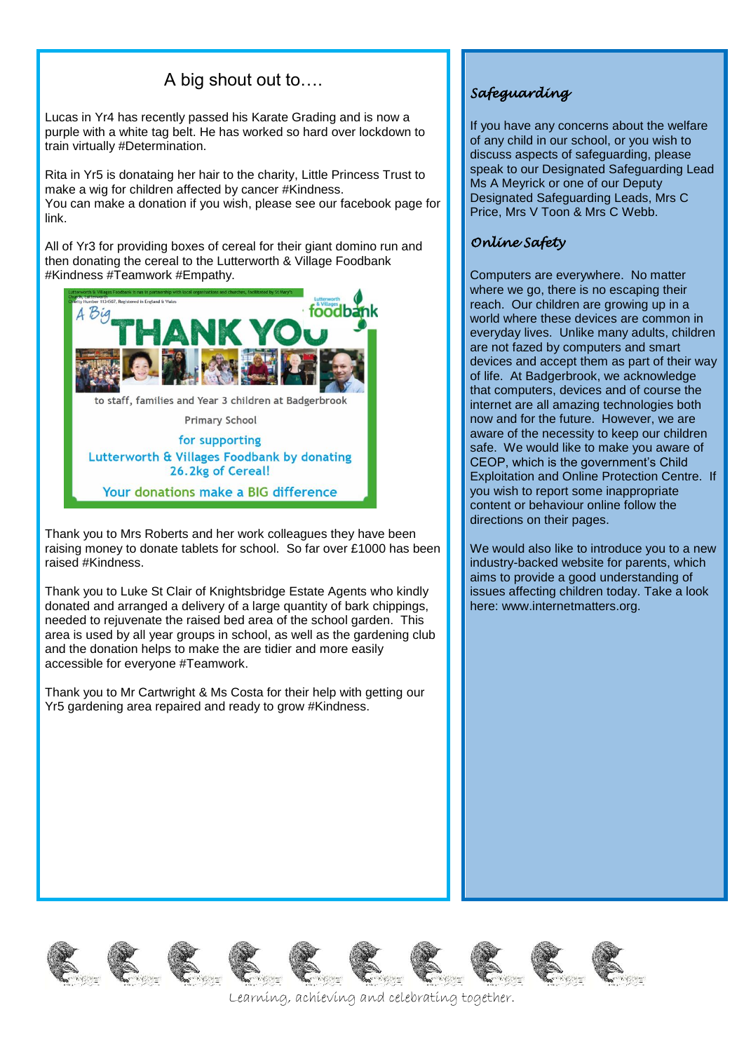## A big shout out to….

Lucas in Yr4 has recently passed his Karate Grading and is now a purple with a white tag belt. He has worked so hard over lockdown to train virtually #Determination.

Rita in Yr5 is donataing her hair to the charity, Little Princess Trust to make a wig for children affected by cancer #Kindness.
You can make a donation if you wish, please see our facebook page for link.

All of Yr3 for providing boxes of cereal for their giant domino run and then donating the cereal to the Lutterworth & Village Foodbank #Kindness #Teamwork #Empathy.

Lutterworth & Villages Foodbank is run in partnership with local organisations and churches, facilitated by St Mary's Church, Lutterworth
Charity Number 1131507, Registered in England & Wales

Lutterworth & Villages foodbank

A Big THANK YOU

to staff, families and Year 3 children at Badgerbrook Primary School

for supporting Lutterworth & Villages Foodbank by donating 26.2kg of Cereal!

Your donations make a BIG difference

Thank you to Mrs Roberts and her work colleagues they have been raising money to donate tablets for school. So far over £1000 has been raised #Kindness.

Thank you to Luke St Clair of Knightsbridge Estate Agents who kindly donated and arranged a delivery of a large quantity of bark chippings, needed to rejuvenate the raised bed area of the school garden. This area is used by all year groups in school, as well as the gardening club and the donation helps to make the are tidier and more easily accessible for everyone #Teamwork.

Thank you to Mr Cartwright & Ms Costa for their help with getting our Yr5 gardening area repaired and ready to grow #Kindness.

## *Safeguarding*

If you have any concerns about the welfare of any child in our school, or you wish to discuss aspects of safeguarding, please speak to our Designated Safeguarding Lead Ms A Meyrick or one of our Deputy Designated Safeguarding Leads, Mrs C Price, Mrs V Toon & Mrs C Webb.

## *Online Safety*

Computers are everywhere. No matter where we go, there is no escaping their reach. Our children are growing up in a world where these devices are common in everyday lives. Unlike many adults, children are not fazed by computers and smart devices and accept them as part of their way of life. At Badgerbrook, we acknowledge that computers, devices and of course the internet are all amazing technologies both now and for the future. However, we are aware of the necessity to keep our children safe. We would like to make you aware of CEOP, which is the government's Child Exploitation and Online Protection Centre. If you wish to report some inappropriate content or behaviour online follow the directions on their pages.

We would also like to introduce you to a new industry-backed website for parents, which aims to provide a good understanding of issues affecting children today. Take a look here: www.internetmatters.org.

*Learning, achieving and celebrating together.*